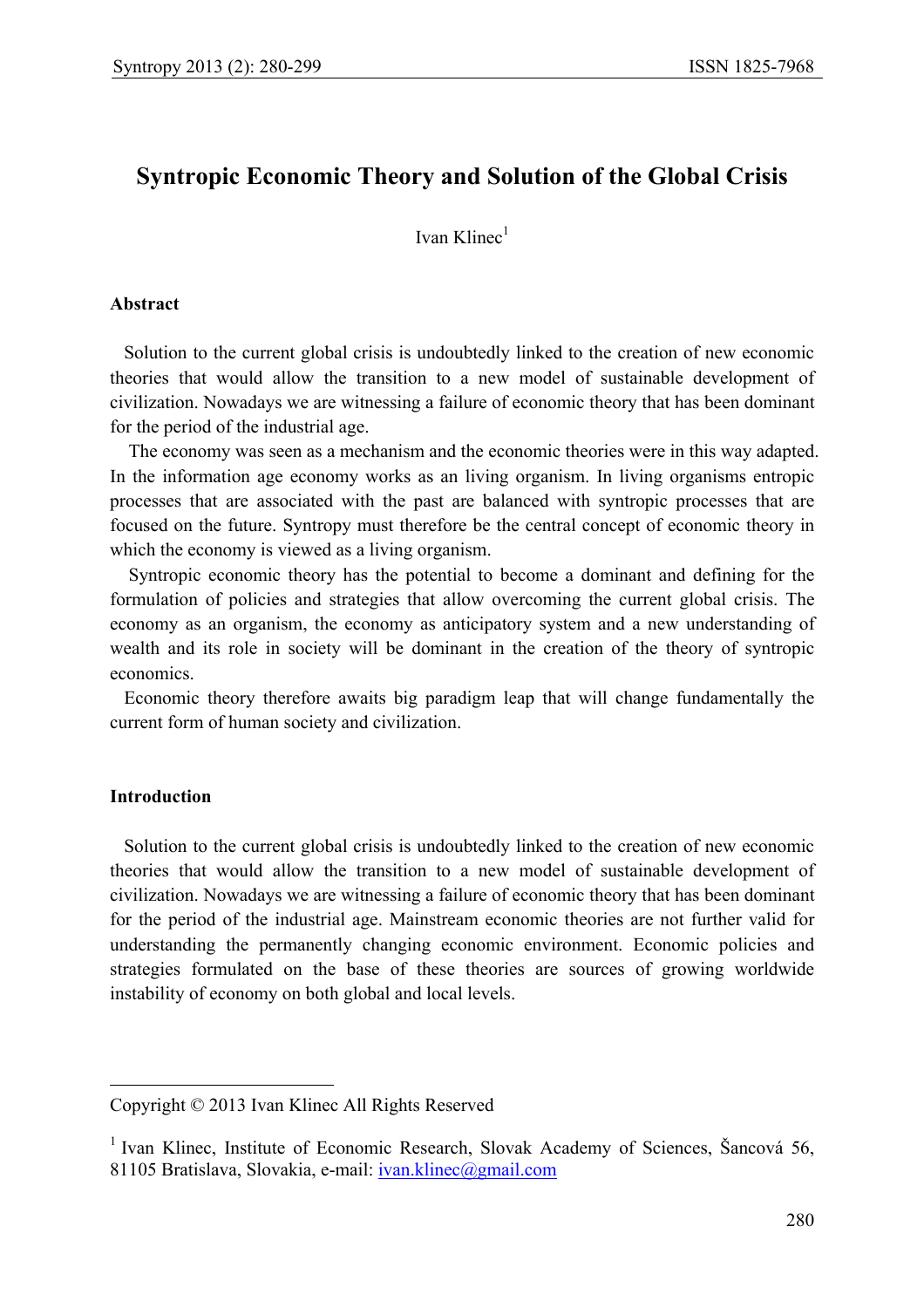# Syntropic Economic Theory and Solution of the Global Crisis

Ivan Klinec[1]

## Abstract

Solution to the current global crisis is undoubtedly linked to the creation of new economic theories that would allow the transition to a new model of sustainable development of civilization. Nowadays we are witnessing a failure of economic theory that has been dominant for the period of the industrial age.

The economy was seen as a mechanism and the economic theories were in this way adapted. In the information age economy works as an living organism. In living organisms entropic processes that are associated with the past are balanced with syntropic processes that are focused on the future. Syntropy must therefore be the central concept of economic theory in which the economy is viewed as a living organism.

Syntropic economic theory has the potential to become a dominant and defining for the formulation of policies and strategies that allow overcoming the current global crisis. The economy as an organism, the economy as anticipatory system and a new understanding of wealth and its role in society will be dominant in the creation of the theory of syntropic economics.

Economic theory therefore awaits big paradigm leap that will change fundamentally the current form of human society and civilization.

## Introduction

Solution to the current global crisis is undoubtedly linked to the creation of new economic theories that would allow the transition to a new model of sustainable development of civilization. Nowadays we are witnessing a failure of economic theory that has been dominant for the period of the industrial age. Mainstream economic theories are not further valid for understanding the permanently changing economic environment. Economic policies and strategies formulated on the base of these theories are sources of growing worldwide instability of economy on both global and local levels.

---

Copyright © 2013 Ivan Klinec All Rights Reserved

[1] Ivan Klinec, Institute of Economic Research, Slovak Academy of Sciences, Šancová 56, 81105 Bratislava, Slovakia, e-mail: ivan.klinec@gmail.com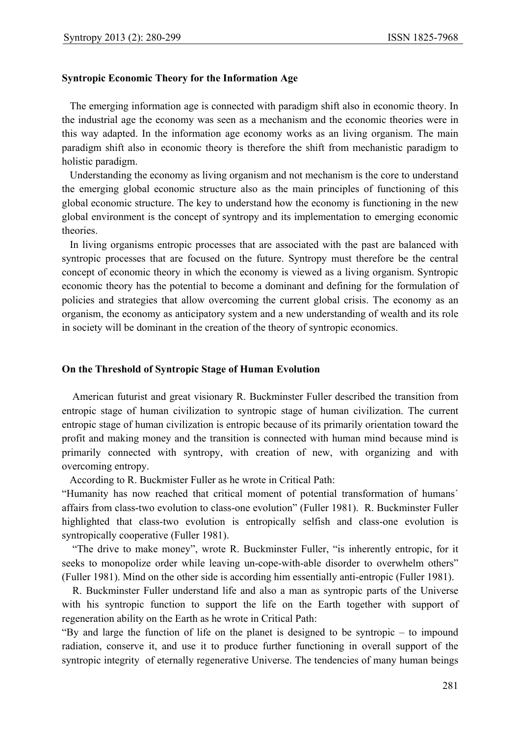**Syntropic Economic Theory for the Information Age**

The emerging information age is connected with paradigm shift also in economic theory. In the industrial age the economy was seen as a mechanism and the economic theories were in this way adapted. In the information age economy works as an living organism. The main paradigm shift also in economic theory is therefore the shift from mechanistic paradigm to holistic paradigm.

Understanding the economy as living organism and not mechanism is the core to understand the emerging global economic structure also as the main principles of functioning of this global economic structure. The key to understand how the economy is functioning in the new global environment is the concept of syntropy and its implementation to emerging economic theories.

In living organisms entropic processes that are associated with the past are balanced with syntropic processes that are focused on the future. Syntropy must therefore be the central concept of economic theory in which the economy is viewed as a living organism. Syntropic economic theory has the potential to become a dominant and defining for the formulation of policies and strategies that allow overcoming the current global crisis. The economy as an organism, the economy as anticipatory system and a new understanding of wealth and its role in society will be dominant in the creation of the theory of syntropic economics.

**On the Threshold of Syntropic Stage of Human Evolution**

American futurist and great visionary R. Buckminster Fuller described the transition from entropic stage of human civilization to syntropic stage of human civilization. The current entropic stage of human civilization is entropic because of its primarily orientation toward the profit and making money and the transition is connected with human mind because mind is primarily connected with syntropy, with creation of new, with organizing and with overcoming entropy.

According to R. Buckmister Fuller as he wrote in Critical Path:

"Humanity has now reached that critical moment of potential transformation of humans´ affairs from class-two evolution to class-one evolution" (Fuller 1981). R. Buckminster Fuller highlighted that class-two evolution is entropically selfish and class-one evolution is syntropically cooperative (Fuller 1981).

"The drive to make money", wrote R. Buckminster Fuller, "is inherently entropic, for it seeks to monopolize order while leaving un-cope-with-able disorder to overwhelm others" (Fuller 1981). Mind on the other side is according him essentially anti-entropic (Fuller 1981).

R. Buckminster Fuller understand life and also a man as syntropic parts of the Universe with his syntropic function to support the life on the Earth together with support of regeneration ability on the Earth as he wrote in Critical Path:

"By and large the function of life on the planet is designed to be syntropic – to impound radiation, conserve it, and use it to produce further functioning in overall support of the syntropic integrity of eternally regenerative Universe. The tendencies of many human beings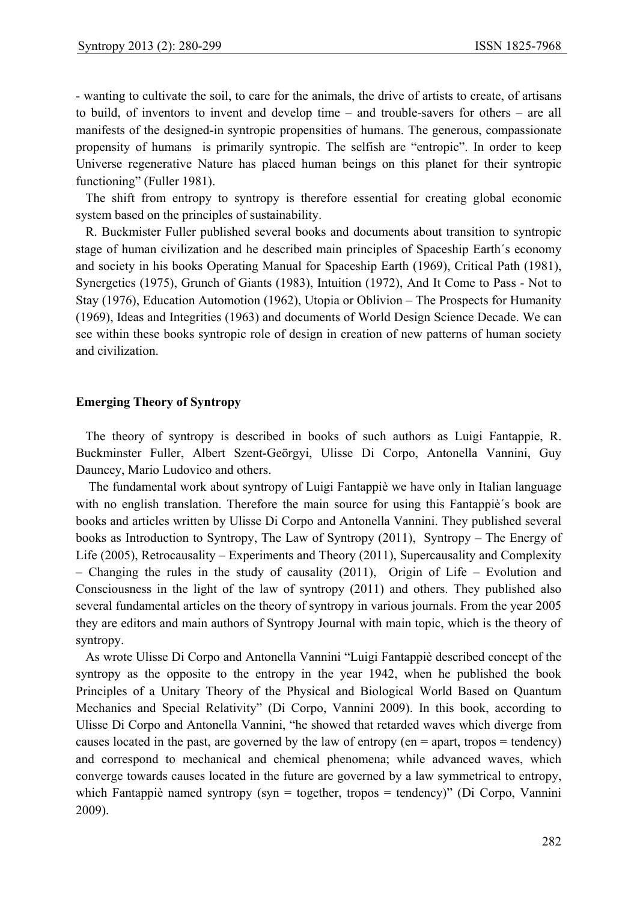- wanting to cultivate the soil, to care for the animals, the drive of artists to create, of artisans to build, of inventors to invent and develop time – and trouble-savers for others – are all manifests of the designed-in syntropic propensities of humans. The generous, compassionate propensity of humans is primarily syntropic. The selfish are "entropic". In order to keep Universe regenerative Nature has placed human beings on this planet for their syntropic functioning" (Fuller 1981).

The shift from entropy to syntropy is therefore essential for creating global economic system based on the principles of sustainability.

R. Buckmister Fuller published several books and documents about transition to syntropic stage of human civilization and he described main principles of Spaceship Earth´s economy and society in his books Operating Manual for Spaceship Earth (1969), Critical Path (1981), Synergetics (1975), Grunch of Giants (1983), Intuition (1972), And It Come to Pass - Not to Stay (1976), Education Automotion (1962), Utopia or Oblivion – The Prospects for Humanity (1969), Ideas and Integrities (1963) and documents of World Design Science Decade. We can see within these books syntropic role of design in creation of new patterns of human society and civilization.

## Emerging Theory of Syntropy

The theory of syntropy is described in books of such authors as Luigi Fantappie, R. Buckminster Fuller, Albert Szent-Geörgyi, Ulisse Di Corpo, Antonella Vannini, Guy Dauncey, Mario Ludovico and others.

The fundamental work about syntropy of Luigi Fantappiè we have only in Italian language with no english translation. Therefore the main source for using this Fantappiè´s book are books and articles written by Ulisse Di Corpo and Antonella Vannini. They published several books as Introduction to Syntropy, The Law of Syntropy (2011), Syntropy – The Energy of Life (2005), Retrocausality – Experiments and Theory (2011), Supercausality and Complexity – Changing the rules in the study of causality (2011), Origin of Life – Evolution and Consciousness in the light of the law of syntropy (2011) and others. They published also several fundamental articles on the theory of syntropy in various journals. From the year 2005 they are editors and main authors of Syntropy Journal with main topic, which is the theory of syntropy.

As wrote Ulisse Di Corpo and Antonella Vannini "Luigi Fantappiè described concept of the syntropy as the opposite to the entropy in the year 1942, when he published the book Principles of a Unitary Theory of the Physical and Biological World Based on Quantum Mechanics and Special Relativity" (Di Corpo, Vannini 2009). In this book, according to Ulisse Di Corpo and Antonella Vannini, "he showed that retarded waves which diverge from causes located in the past, are governed by the law of entropy (en = apart, tropos = tendency) and correspond to mechanical and chemical phenomena; while advanced waves, which converge towards causes located in the future are governed by a law symmetrical to entropy, which Fantappiè named syntropy (syn = together, tropos = tendency)" (Di Corpo, Vannini 2009).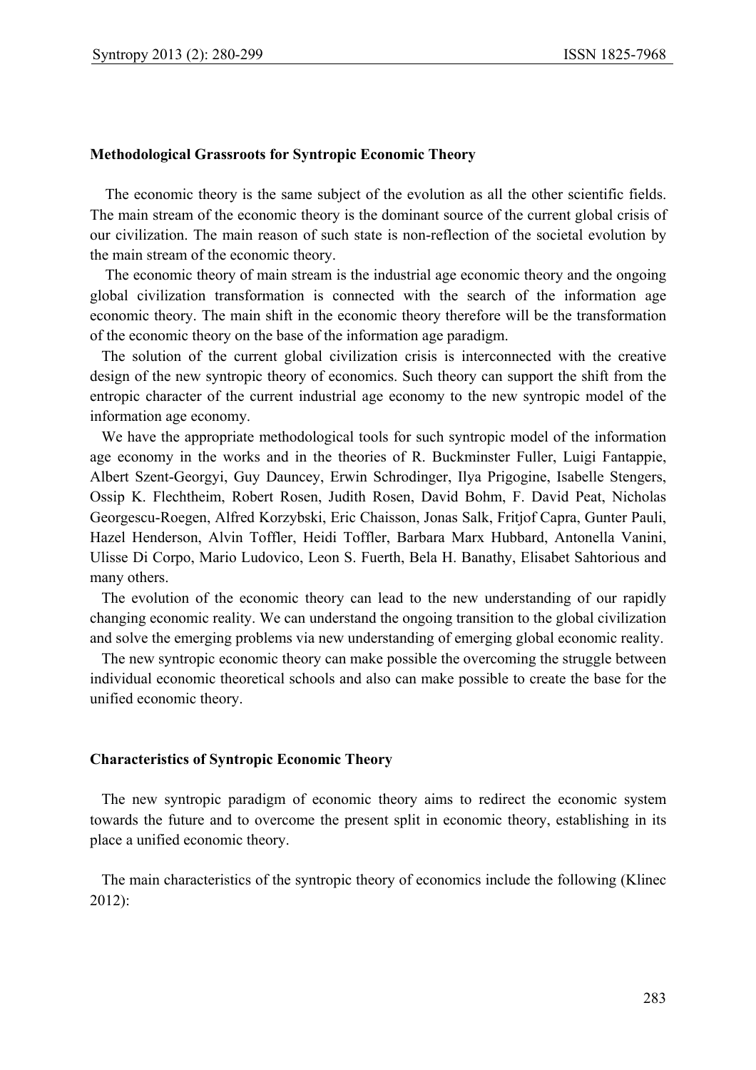**Methodological Grassroots for Syntropic Economic Theory**

The economic theory is the same subject of the evolution as all the other scientific fields. The main stream of the economic theory is the dominant source of the current global crisis of our civilization. The main reason of such state is non-reflection of the societal evolution by the main stream of the economic theory.

The economic theory of main stream is the industrial age economic theory and the ongoing global civilization transformation is connected with the search of the information age economic theory. The main shift in the economic theory therefore will be the transformation of the economic theory on the base of the information age paradigm.

The solution of the current global civilization crisis is interconnected with the creative design of the new syntropic theory of economics. Such theory can support the shift from the entropic character of the current industrial age economy to the new syntropic model of the information age economy.

We have the appropriate methodological tools for such syntropic model of the information age economy in the works and in the theories of R. Buckminster Fuller, Luigi Fantappie, Albert Szent-Georgyi, Guy Dauncey, Erwin Schrodinger, Ilya Prigogine, Isabelle Stengers, Ossip K. Flechtheim, Robert Rosen, Judith Rosen, David Bohm, F. David Peat, Nicholas Georgescu-Roegen, Alfred Korzybski, Eric Chaisson, Jonas Salk, Fritjof Capra, Gunter Pauli, Hazel Henderson, Alvin Toffler, Heidi Toffler, Barbara Marx Hubbard, Antonella Vanini, Ulisse Di Corpo, Mario Ludovico, Leon S. Fuerth, Bela H. Banathy, Elisabet Sahtorious and many others.

The evolution of the economic theory can lead to the new understanding of our rapidly changing economic reality. We can understand the ongoing transition to the global civilization and solve the emerging problems via new understanding of emerging global economic reality.

The new syntropic economic theory can make possible the overcoming the struggle between individual economic theoretical schools and also can make possible to create the base for the unified economic theory.

**Characteristics of Syntropic Economic Theory**

The new syntropic paradigm of economic theory aims to redirect the economic system towards the future and to overcome the present split in economic theory, establishing in its place a unified economic theory.

The main characteristics of the syntropic theory of economics include the following (Klinec 2012):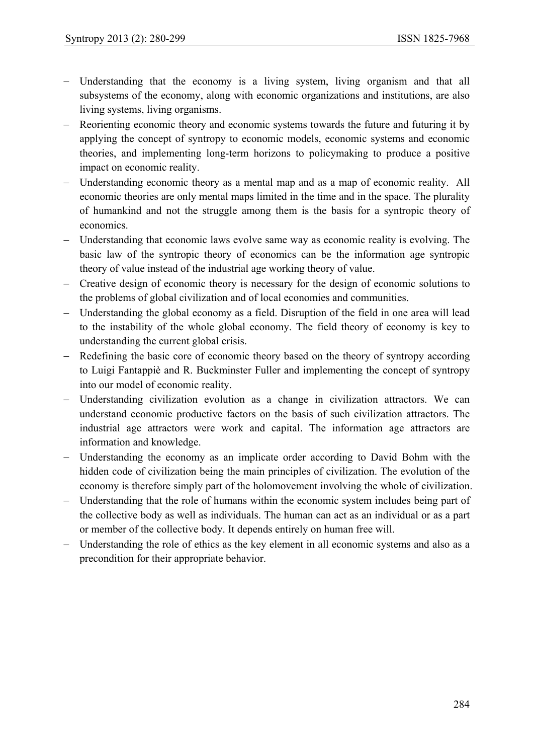- Understanding that the economy is a living system, living organism and that all subsystems of the economy, along with economic organizations and institutions, are also living systems, living organisms.
- Reorienting economic theory and economic systems towards the future and futuring it by applying the concept of syntropy to economic models, economic systems and economic theories, and implementing long-term horizons to policymaking to produce a positive impact on economic reality.
- Understanding economic theory as a mental map and as a map of economic reality. All economic theories are only mental maps limited in the time and in the space. The plurality of humankind and not the struggle among them is the basis for a syntropic theory of economics.
- Understanding that economic laws evolve same way as economic reality is evolving. The basic law of the syntropic theory of economics can be the information age syntropic theory of value instead of the industrial age working theory of value.
- Creative design of economic theory is necessary for the design of economic solutions to the problems of global civilization and of local economies and communities.
- Understanding the global economy as a field. Disruption of the field in one area will lead to the instability of the whole global economy. The field theory of economy is key to understanding the current global crisis.
- Redefining the basic core of economic theory based on the theory of syntropy according to Luigi Fantappiè and R. Buckminster Fuller and implementing the concept of syntropy into our model of economic reality.
- Understanding civilization evolution as a change in civilization attractors. We can understand economic productive factors on the basis of such civilization attractors. The industrial age attractors were work and capital. The information age attractors are information and knowledge.
- Understanding the economy as an implicate order according to David Bohm with the hidden code of civilization being the main principles of civilization. The evolution of the economy is therefore simply part of the holomovement involving the whole of civilization.
- Understanding that the role of humans within the economic system includes being part of the collective body as well as individuals. The human can act as an individual or as a part or member of the collective body. It depends entirely on human free will.
- Understanding the role of ethics as the key element in all economic systems and also as a precondition for their appropriate behavior.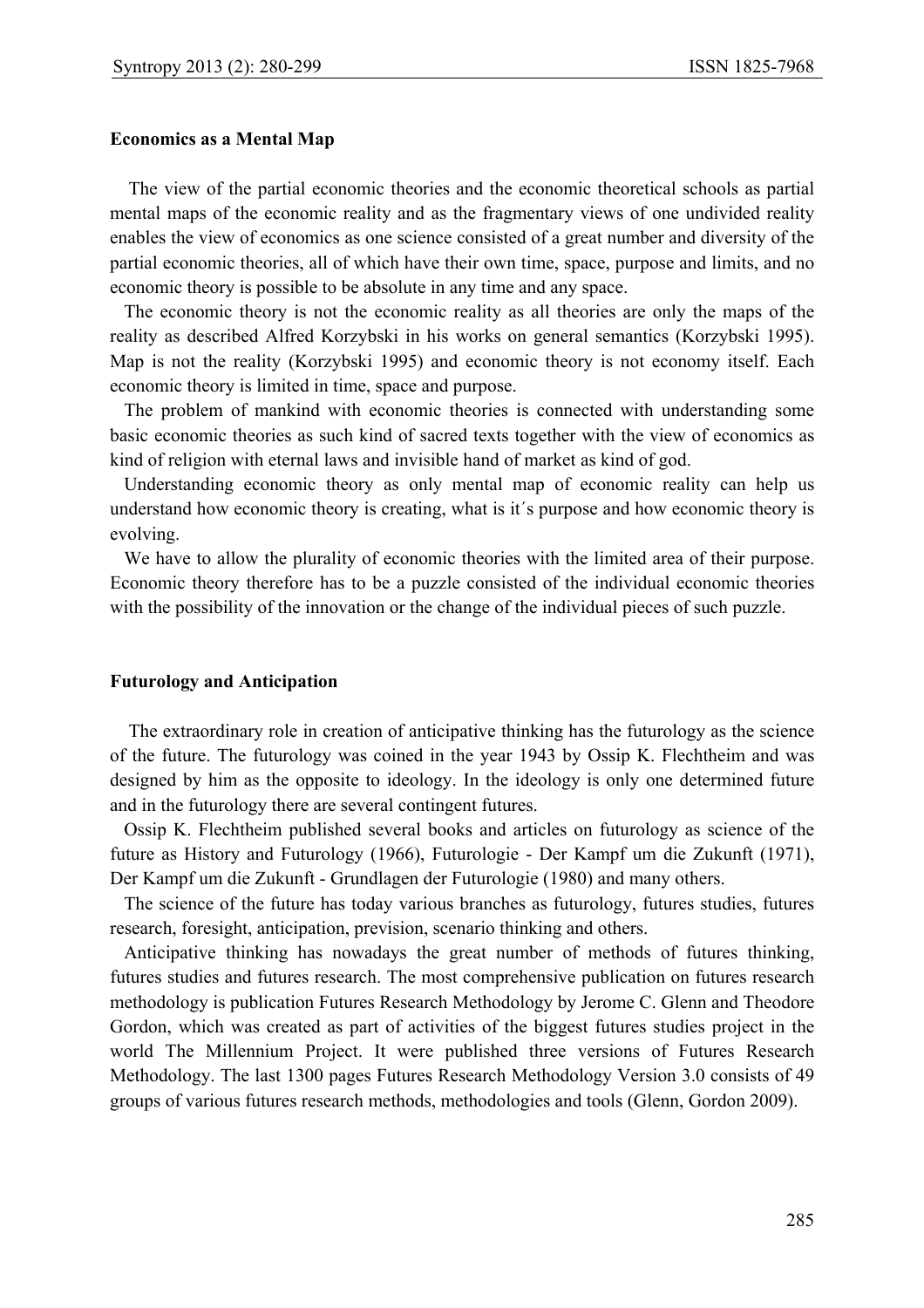**Economics as a Mental Map**

The view of the partial economic theories and the economic theoretical schools as partial mental maps of the economic reality and as the fragmentary views of one undivided reality enables the view of economics as one science consisted of a great number and diversity of the partial economic theories, all of which have their own time, space, purpose and limits, and no economic theory is possible to be absolute in any time and any space.

The economic theory is not the economic reality as all theories are only the maps of the reality as described Alfred Korzybski in his works on general semantics (Korzybski 1995). Map is not the reality (Korzybski 1995) and economic theory is not economy itself. Each economic theory is limited in time, space and purpose.

The problem of mankind with economic theories is connected with understanding some basic economic theories as such kind of sacred texts together with the view of economics as kind of religion with eternal laws and invisible hand of market as kind of god.

Understanding economic theory as only mental map of economic reality can help us understand how economic theory is creating, what is it´s purpose and how economic theory is evolving.

We have to allow the plurality of economic theories with the limited area of their purpose. Economic theory therefore has to be a puzzle consisted of the individual economic theories with the possibility of the innovation or the change of the individual pieces of such puzzle.

**Futurology and Anticipation**

The extraordinary role in creation of anticipative thinking has the futurology as the science of the future. The futurology was coined in the year 1943 by Ossip K. Flechtheim and was designed by him as the opposite to ideology. In the ideology is only one determined future and in the futurology there are several contingent futures.

Ossip K. Flechtheim published several books and articles on futurology as science of the future as History and Futurology (1966), Futurologie - Der Kampf um die Zukunft (1971), Der Kampf um die Zukunft - Grundlagen der Futurologie (1980) and many others.

The science of the future has today various branches as futurology, futures studies, futures research, foresight, anticipation, prevision, scenario thinking and others.

Anticipative thinking has nowadays the great number of methods of futures thinking, futures studies and futures research. The most comprehensive publication on futures research methodology is publication Futures Research Methodology by Jerome C. Glenn and Theodore Gordon, which was created as part of activities of the biggest futures studies project in the world The Millennium Project. It were published three versions of Futures Research Methodology. The last 1300 pages Futures Research Methodology Version 3.0 consists of 49 groups of various futures research methods, methodologies and tools (Glenn, Gordon 2009).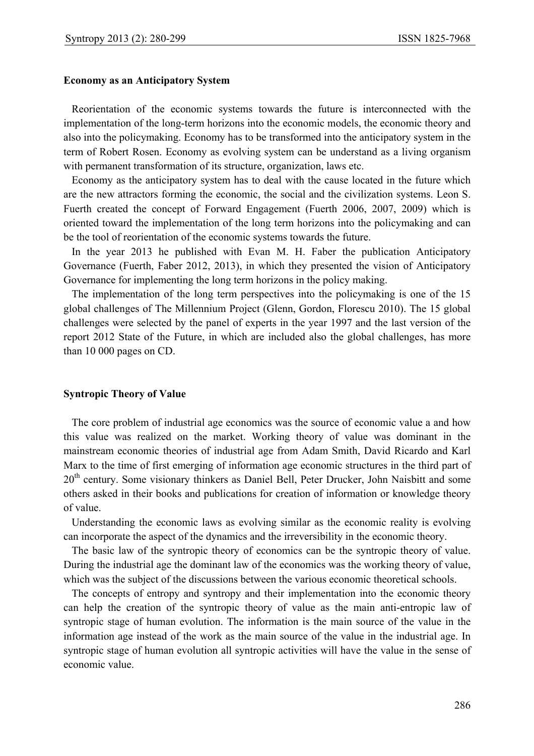**Economy as an Anticipatory System**

Reorientation of the economic systems towards the future is interconnected with the implementation of the long-term horizons into the economic models, the economic theory and also into the policymaking. Economy has to be transformed into the anticipatory system in the term of Robert Rosen. Economy as evolving system can be understand as a living organism with permanent transformation of its structure, organization, laws etc.

Economy as the anticipatory system has to deal with the cause located in the future which are the new attractors forming the economic, the social and the civilization systems. Leon S. Fuerth created the concept of Forward Engagement (Fuerth 2006, 2007, 2009) which is oriented toward the implementation of the long term horizons into the policymaking and can be the tool of reorientation of the economic systems towards the future.

In the year 2013 he published with Evan M. H. Faber the publication Anticipatory Governance (Fuerth, Faber 2012, 2013), in which they presented the vision of Anticipatory Governance for implementing the long term horizons in the policy making.

The implementation of the long term perspectives into the policymaking is one of the 15 global challenges of The Millennium Project (Glenn, Gordon, Florescu 2010). The 15 global challenges were selected by the panel of experts in the year 1997 and the last version of the report 2012 State of the Future, in which are included also the global challenges, has more than 10 000 pages on CD.

**Syntropic Theory of Value**

The core problem of industrial age economics was the source of economic value a and how this value was realized on the market. Working theory of value was dominant in the mainstream economic theories of industrial age from Adam Smith, David Ricardo and Karl Marx to the time of first emerging of information age economic structures in the third part of 20th century. Some visionary thinkers as Daniel Bell, Peter Drucker, John Naisbitt and some others asked in their books and publications for creation of information or knowledge theory of value.

Understanding the economic laws as evolving similar as the economic reality is evolving can incorporate the aspect of the dynamics and the irreversibility in the economic theory.

The basic law of the syntropic theory of economics can be the syntropic theory of value. During the industrial age the dominant law of the economics was the working theory of value, which was the subject of the discussions between the various economic theoretical schools.

The concepts of entropy and syntropy and their implementation into the economic theory can help the creation of the syntropic theory of value as the main anti-entropic law of syntropic stage of human evolution. The information is the main source of the value in the information age instead of the work as the main source of the value in the industrial age. In syntropic stage of human evolution all syntropic activities will have the value in the sense of economic value.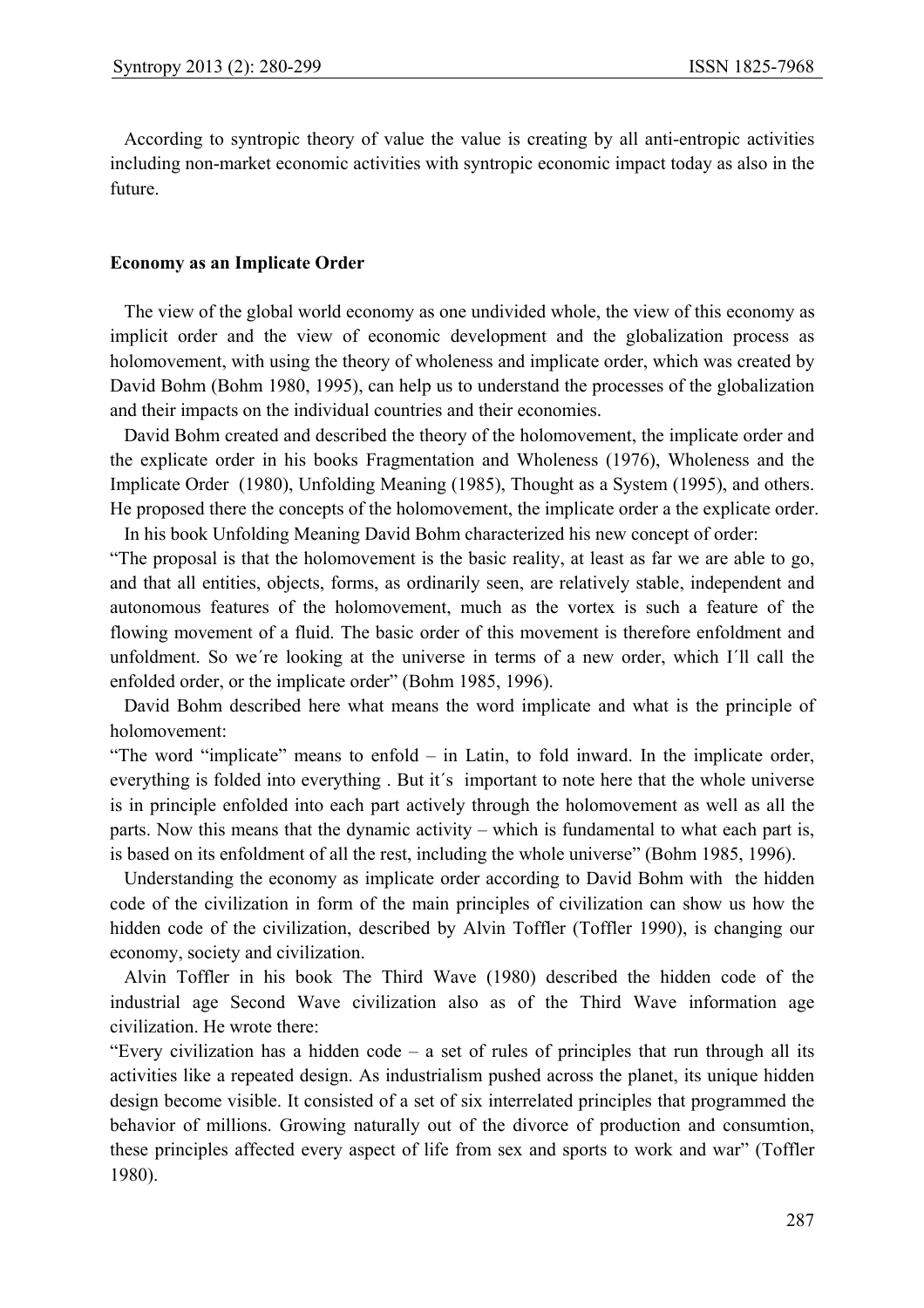According to syntropic theory of value the value is creating by all anti-entropic activities including non-market economic activities with syntropic economic impact today as also in the future.

**Economy as an Implicate Order**

The view of the global world economy as one undivided whole, the view of this economy as implicit order and the view of economic development and the globalization process as holomovement, with using the theory of wholeness and implicate order, which was created by David Bohm (Bohm 1980, 1995), can help us to understand the processes of the globalization and their impacts on the individual countries and their economies.

David Bohm created and described the theory of the holomovement, the implicate order and the explicate order in his books Fragmentation and Wholeness (1976), Wholeness and the Implicate Order (1980), Unfolding Meaning (1985), Thought as a System (1995), and others. He proposed there the concepts of the holomovement, the implicate order a the explicate order.

In his book Unfolding Meaning David Bohm characterized his new concept of order:

"The proposal is that the holomovement is the basic reality, at least as far we are able to go, and that all entities, objects, forms, as ordinarily seen, are relatively stable, independent and autonomous features of the holomovement, much as the vortex is such a feature of the flowing movement of a fluid. The basic order of this movement is therefore enfoldment and unfoldment. So we´re looking at the universe in terms of a new order, which I´ll call the enfolded order, or the implicate order" (Bohm 1985, 1996).

David Bohm described here what means the word implicate and what is the principle of holomovement:

"The word "implicate" means to enfold – in Latin, to fold inward. In the implicate order, everything is folded into everything . But it´s important to note here that the whole universe is in principle enfolded into each part actively through the holomovement as well as all the parts. Now this means that the dynamic activity – which is fundamental to what each part is, is based on its enfoldment of all the rest, including the whole universe" (Bohm 1985, 1996).

Understanding the economy as implicate order according to David Bohm with the hidden code of the civilization in form of the main principles of civilization can show us how the hidden code of the civilization, described by Alvin Toffler (Toffler 1990), is changing our economy, society and civilization.

Alvin Toffler in his book The Third Wave (1980) described the hidden code of the industrial age Second Wave civilization also as of the Third Wave information age civilization. He wrote there:

"Every civilization has a hidden code – a set of rules of principles that run through all its activities like a repeated design. As industrialism pushed across the planet, its unique hidden design become visible. It consisted of a set of six interrelated principles that programmed the behavior of millions. Growing naturally out of the divorce of production and consumtion, these principles affected every aspect of life from sex and sports to work and war" (Toffler 1980).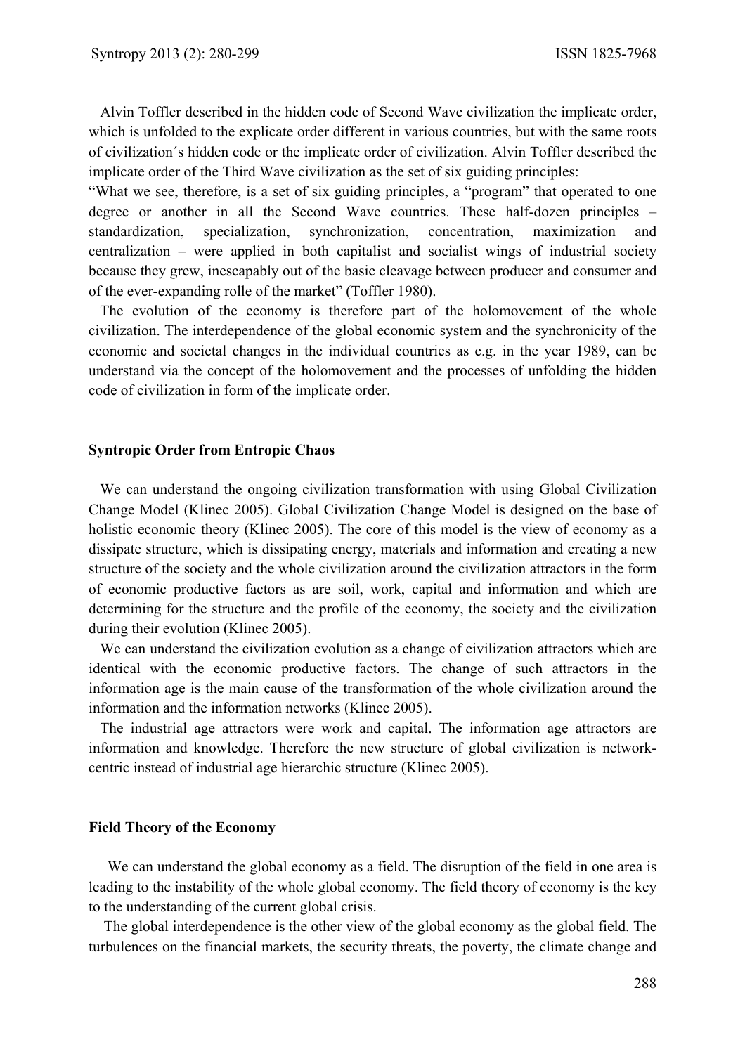Alvin Toffler described in the hidden code of Second Wave civilization the implicate order, which is unfolded to the explicate order different in various countries, but with the same roots of civilization´s hidden code or the implicate order of civilization. Alvin Toffler described the implicate order of the Third Wave civilization as the set of six guiding principles:

"What we see, therefore, is a set of six guiding principles, a "program" that operated to one degree or another in all the Second Wave countries. These half-dozen principles – standardization, specialization, synchronization, concentration, maximization and centralization – were applied in both capitalist and socialist wings of industrial society because they grew, inescapably out of the basic cleavage between producer and consumer and of the ever-expanding rolle of the market" (Toffler 1980).

The evolution of the economy is therefore part of the holomovement of the whole civilization. The interdependence of the global economic system and the synchronicity of the economic and societal changes in the individual countries as e.g. in the year 1989, can be understand via the concept of the holomovement and the processes of unfolding the hidden code of civilization in form of the implicate order.

### Syntropic Order from Entropic Chaos

We can understand the ongoing civilization transformation with using Global Civilization Change Model (Klinec 2005). Global Civilization Change Model is designed on the base of holistic economic theory (Klinec 2005). The core of this model is the view of economy as a dissipate structure, which is dissipating energy, materials and information and creating a new structure of the society and the whole civilization around the civilization attractors in the form of economic productive factors as are soil, work, capital and information and which are determining for the structure and the profile of the economy, the society and the civilization during their evolution (Klinec 2005).

We can understand the civilization evolution as a change of civilization attractors which are identical with the economic productive factors. The change of such attractors in the information age is the main cause of the transformation of the whole civilization around the information and the information networks (Klinec 2005).

The industrial age attractors were work and capital. The information age attractors are information and knowledge. Therefore the new structure of global civilization is network-centric instead of industrial age hierarchic structure (Klinec 2005).

### Field Theory of the Economy

We can understand the global economy as a field. The disruption of the field in one area is leading to the instability of the whole global economy. The field theory of economy is the key to the understanding of the current global crisis.

The global interdependence is the other view of the global economy as the global field. The turbulences on the financial markets, the security threats, the poverty, the climate change and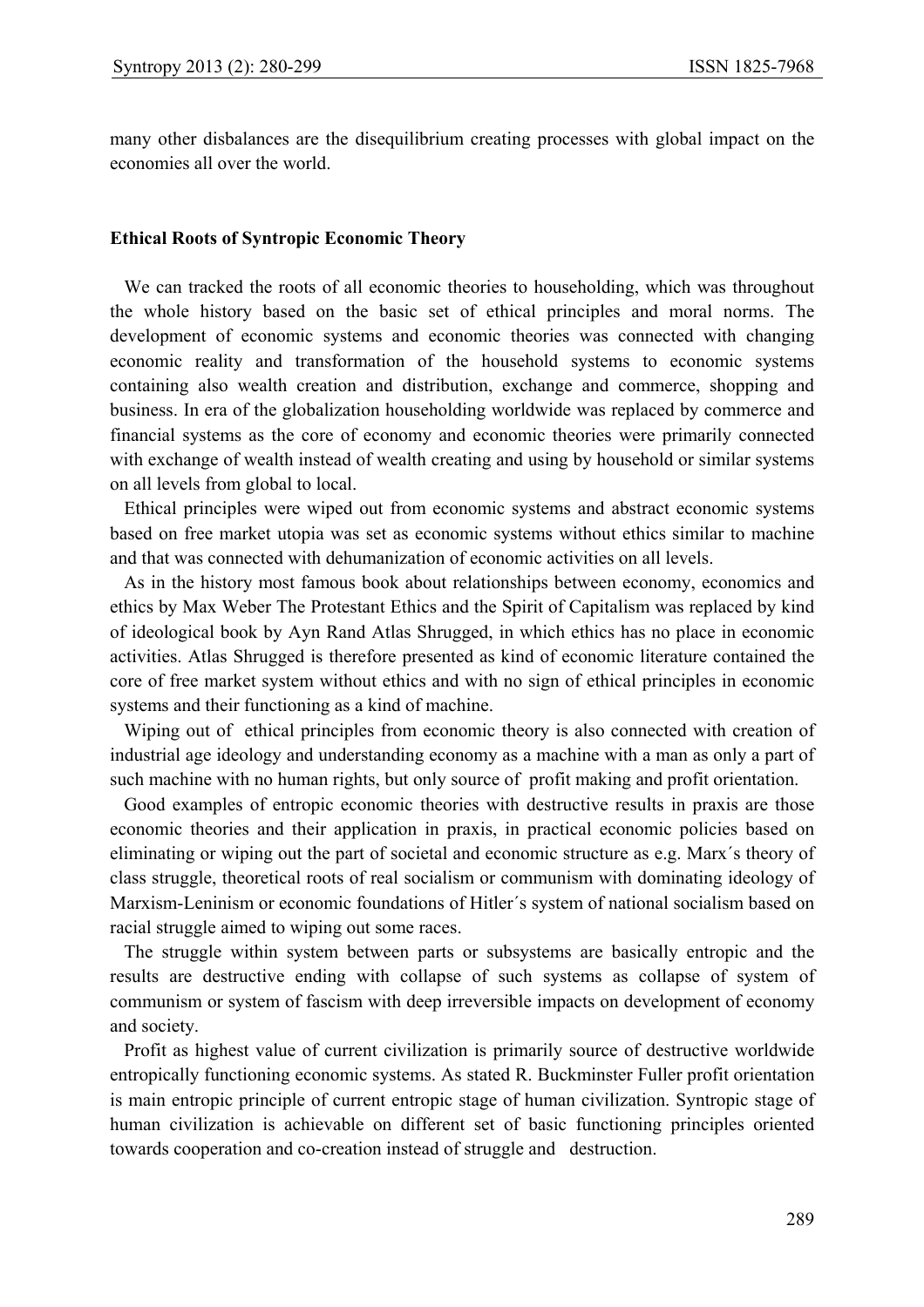many other disbalances are the disequilibrium creating processes with global impact on the economies all over the world.

## Ethical Roots of Syntropic Economic Theory

We can tracked the roots of all economic theories to householding, which was throughout the whole history based on the basic set of ethical principles and moral norms. The development of economic systems and economic theories was connected with changing economic reality and transformation of the household systems to economic systems containing also wealth creation and distribution, exchange and commerce, shopping and business. In era of the globalization householding worldwide was replaced by commerce and financial systems as the core of economy and economic theories were primarily connected with exchange of wealth instead of wealth creating and using by household or similar systems on all levels from global to local.

Ethical principles were wiped out from economic systems and abstract economic systems based on free market utopia was set as economic systems without ethics similar to machine and that was connected with dehumanization of economic activities on all levels.

As in the history most famous book about relationships between economy, economics and ethics by Max Weber The Protestant Ethics and the Spirit of Capitalism was replaced by kind of ideological book by Ayn Rand Atlas Shrugged, in which ethics has no place in economic activities. Atlas Shrugged is therefore presented as kind of economic literature contained the core of free market system without ethics and with no sign of ethical principles in economic systems and their functioning as a kind of machine.

Wiping out of ethical principles from economic theory is also connected with creation of industrial age ideology and understanding economy as a machine with a man as only a part of such machine with no human rights, but only source of profit making and profit orientation.

Good examples of entropic economic theories with destructive results in praxis are those economic theories and their application in praxis, in practical economic policies based on eliminating or wiping out the part of societal and economic structure as e.g. Marx´s theory of class struggle, theoretical roots of real socialism or communism with dominating ideology of Marxism-Leninism or economic foundations of Hitler´s system of national socialism based on racial struggle aimed to wiping out some races.

The struggle within system between parts or subsystems are basically entropic and the results are destructive ending with collapse of such systems as collapse of system of communism or system of fascism with deep irreversible impacts on development of economy and society.

Profit as highest value of current civilization is primarily source of destructive worldwide entropically functioning economic systems. As stated R. Buckminster Fuller profit orientation is main entropic principle of current entropic stage of human civilization. Syntropic stage of human civilization is achievable on different set of basic functioning principles oriented towards cooperation and co-creation instead of struggle and destruction.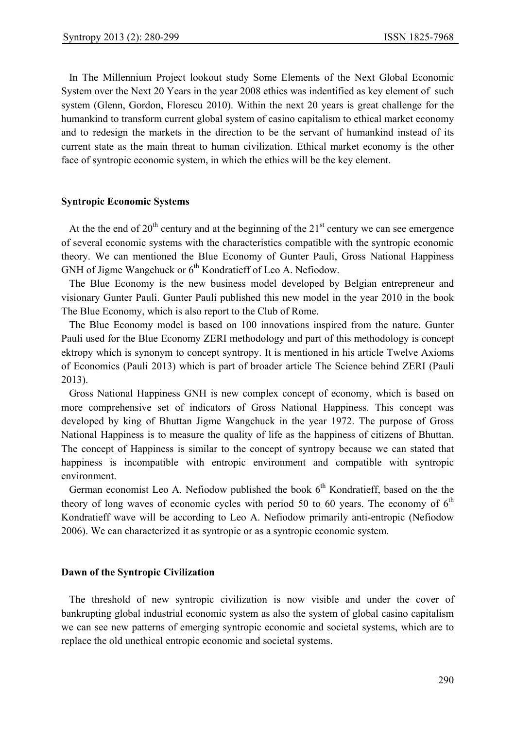In The Millennium Project lookout study Some Elements of the Next Global Economic System over the Next 20 Years in the year 2008 ethics was indentified as key element of such system (Glenn, Gordon, Florescu 2010). Within the next 20 years is great challenge for the humankind to transform current global system of casino capitalism to ethical market economy and to redesign the markets in the direction to be the servant of humankind instead of its current state as the main threat to human civilization. Ethical market economy is the other face of syntropic economic system, in which the ethics will be the key element.

## Syntropic Economic Systems

At the the end of 20th century and at the beginning of the 21st century we can see emergence of several economic systems with the characteristics compatible with the syntropic economic theory. We can mentioned the Blue Economy of Gunter Pauli, Gross National Happiness GNH of Jigme Wangchuck or 6th Kondratieff of Leo A. Nefiodow.

The Blue Economy is the new business model developed by Belgian entrepreneur and visionary Gunter Pauli. Gunter Pauli published this new model in the year 2010 in the book The Blue Economy, which is also report to the Club of Rome.

The Blue Economy model is based on 100 innovations inspired from the nature. Gunter Pauli used for the Blue Economy ZERI methodology and part of this methodology is concept ektropy which is synonym to concept syntropy. It is mentioned in his article Twelve Axioms of Economics (Pauli 2013) which is part of broader article The Science behind ZERI (Pauli 2013).

Gross National Happiness GNH is new complex concept of economy, which is based on more comprehensive set of indicators of Gross National Happiness. This concept was developed by king of Bhuttan Jigme Wangchuck in the year 1972. The purpose of Gross National Happiness is to measure the quality of life as the happiness of citizens of Bhuttan. The concept of Happiness is similar to the concept of syntropy because we can stated that happiness is incompatible with entropic environment and compatible with syntropic environment.

German economist Leo A. Nefiodow published the book 6th Kondratieff, based on the the theory of long waves of economic cycles with period 50 to 60 years. The economy of 6th Kondratieff wave will be according to Leo A. Nefiodow primarily anti-entropic (Nefiodow 2006). We can characterized it as syntropic or as a syntropic economic system.

## Dawn of the Syntropic Civilization

The threshold of new syntropic civilization is now visible and under the cover of bankrupting global industrial economic system as also the system of global casino capitalism we can see new patterns of emerging syntropic economic and societal systems, which are to replace the old unethical entropic economic and societal systems.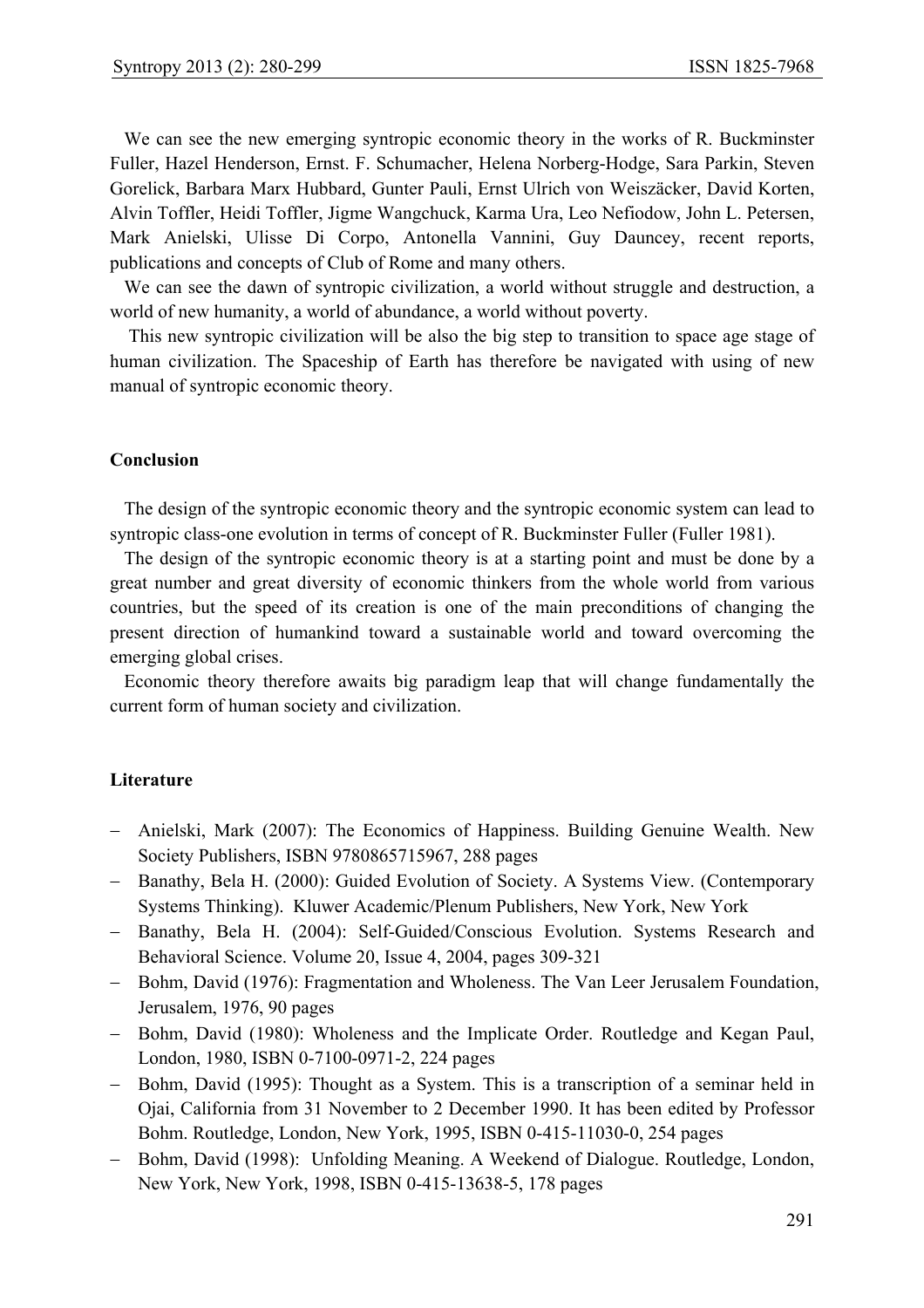We can see the new emerging syntropic economic theory in the works of R. Buckminster Fuller, Hazel Henderson, Ernst. F. Schumacher, Helena Norberg-Hodge, Sara Parkin, Steven Gorelick, Barbara Marx Hubbard, Gunter Pauli, Ernst Ulrich von Weiszäcker, David Korten, Alvin Toffler, Heidi Toffler, Jigme Wangchuck, Karma Ura, Leo Nefiodow, John L. Petersen, Mark Anielski, Ulisse Di Corpo, Antonella Vannini, Guy Dauncey, recent reports, publications and concepts of Club of Rome and many others.

We can see the dawn of syntropic civilization, a world without struggle and destruction, a world of new humanity, a world of abundance, a world without poverty.

This new syntropic civilization will be also the big step to transition to space age stage of human civilization. The Spaceship of Earth has therefore be navigated with using of new manual of syntropic economic theory.

**Conclusion**

The design of the syntropic economic theory and the syntropic economic system can lead to syntropic class-one evolution in terms of concept of R. Buckminster Fuller (Fuller 1981).

The design of the syntropic economic theory is at a starting point and must be done by a great number and great diversity of economic thinkers from the whole world from various countries, but the speed of its creation is one of the main preconditions of changing the present direction of humankind toward a sustainable world and toward overcoming the emerging global crises.

Economic theory therefore awaits big paradigm leap that will change fundamentally the current form of human society and civilization.

**Literature**

- Anielski, Mark (2007): The Economics of Happiness. Building Genuine Wealth. New Society Publishers, ISBN 9780865715967, 288 pages
- Banathy, Bela H. (2000): Guided Evolution of Society. A Systems View. (Contemporary Systems Thinking). Kluwer Academic/Plenum Publishers, New York, New York
- Banathy, Bela H. (2004): Self-Guided/Conscious Evolution. Systems Research and Behavioral Science. Volume 20, Issue 4, 2004, pages 309-321
- Bohm, David (1976): Fragmentation and Wholeness. The Van Leer Jerusalem Foundation, Jerusalem, 1976, 90 pages
- Bohm, David (1980): Wholeness and the Implicate Order. Routledge and Kegan Paul, London, 1980, ISBN 0-7100-0971-2, 224 pages
- Bohm, David (1995): Thought as a System. This is a transcription of a seminar held in Ojai, California from 31 November to 2 December 1990. It has been edited by Professor Bohm. Routledge, London, New York, 1995, ISBN 0-415-11030-0, 254 pages
- Bohm, David (1998): Unfolding Meaning. A Weekend of Dialogue. Routledge, London, New York, New York, 1998, ISBN 0-415-13638-5, 178 pages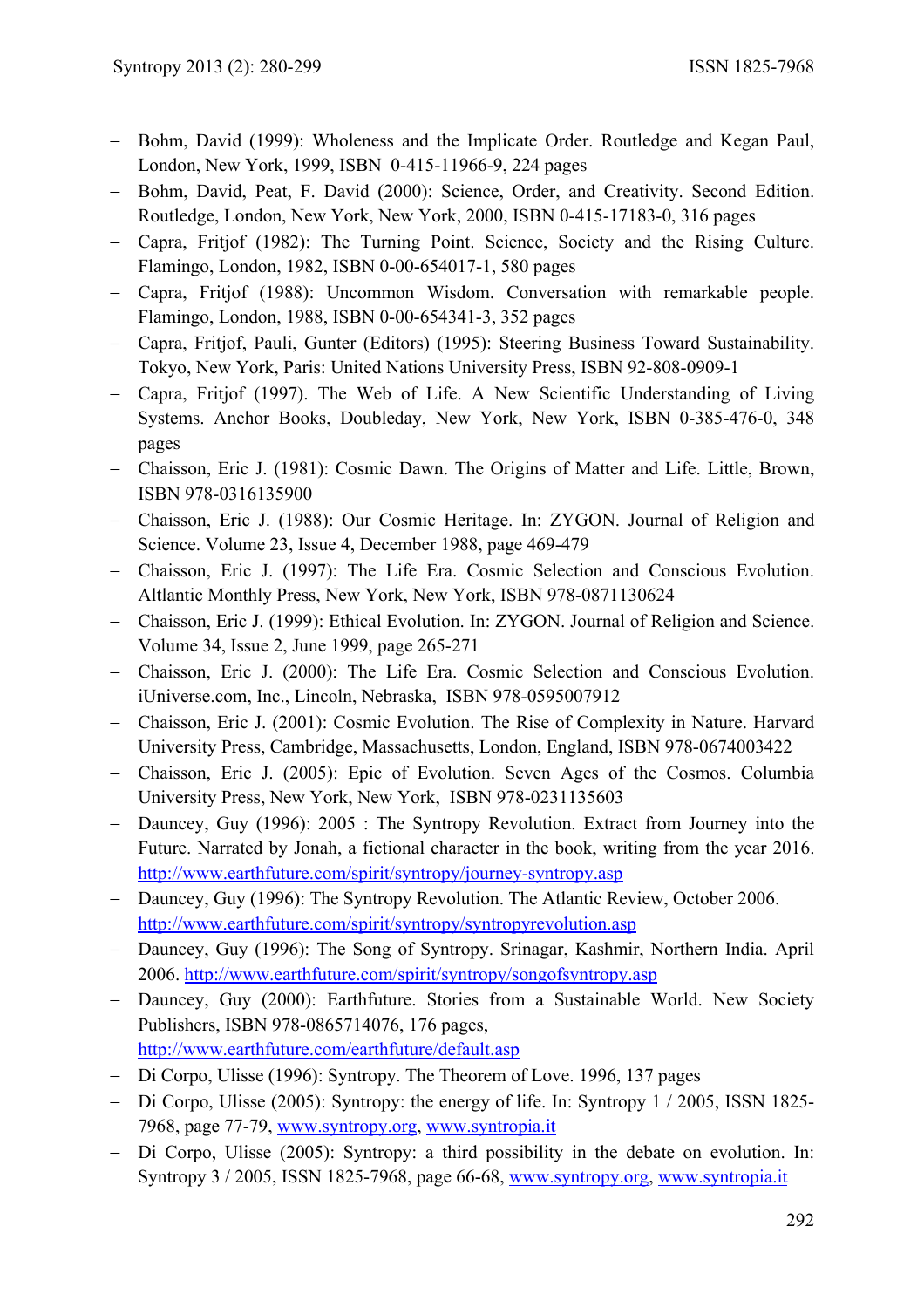- Bohm, David (1999): Wholeness and the Implicate Order. Routledge and Kegan Paul, London, New York, 1999, ISBN 0-415-11966-9, 224 pages
- Bohm, David, Peat, F. David (2000): Science, Order, and Creativity. Second Edition. Routledge, London, New York, New York, 2000, ISBN 0-415-17183-0, 316 pages
- Capra, Fritjof (1982): The Turning Point. Science, Society and the Rising Culture. Flamingo, London, 1982, ISBN 0-00-654017-1, 580 pages
- Capra, Fritjof (1988): Uncommon Wisdom. Conversation with remarkable people. Flamingo, London, 1988, ISBN 0-00-654341-3, 352 pages
- Capra, Fritjof, Pauli, Gunter (Editors) (1995): Steering Business Toward Sustainability. Tokyo, New York, Paris: United Nations University Press, ISBN 92-808-0909-1
- Capra, Fritjof (1997). The Web of Life. A New Scientific Understanding of Living Systems. Anchor Books, Doubleday, New York, New York, ISBN 0-385-476-0, 348 pages
- Chaisson, Eric J. (1981): Cosmic Dawn. The Origins of Matter and Life. Little, Brown, ISBN 978-0316135900
- Chaisson, Eric J. (1988): Our Cosmic Heritage. In: ZYGON. Journal of Religion and Science. Volume 23, Issue 4, December 1988, page 469-479
- Chaisson, Eric J. (1997): The Life Era. Cosmic Selection and Conscious Evolution. Altlantic Monthly Press, New York, New York, ISBN 978-0871130624
- Chaisson, Eric J. (1999): Ethical Evolution. In: ZYGON. Journal of Religion and Science. Volume 34, Issue 2, June 1999, page 265-271
- Chaisson, Eric J. (2000): The Life Era. Cosmic Selection and Conscious Evolution. iUniverse.com, Inc., Lincoln, Nebraska, ISBN 978-0595007912
- Chaisson, Eric J. (2001): Cosmic Evolution. The Rise of Complexity in Nature. Harvard University Press, Cambridge, Massachusetts, London, England, ISBN 978-0674003422
- Chaisson, Eric J. (2005): Epic of Evolution. Seven Ages of the Cosmos. Columbia University Press, New York, New York, ISBN 978-0231135603
- Dauncey, Guy (1996): 2005 : The Syntropy Revolution. Extract from Journey into the Future. Narrated by Jonah, a fictional character in the book, writing from the year 2016. http://www.earthfuture.com/spirit/syntropy/journey-syntropy.asp
- Dauncey, Guy (1996): The Syntropy Revolution. The Atlantic Review, October 2006. http://www.earthfuture.com/spirit/syntropy/syntropyrevolution.asp
- Dauncey, Guy (1996): The Song of Syntropy. Srinagar, Kashmir, Northern India. April 2006. http://www.earthfuture.com/spirit/syntropy/songofsyntropy.asp
- Dauncey, Guy (2000): Earthfuture. Stories from a Sustainable World. New Society Publishers, ISBN 978-0865714076, 176 pages, http://www.earthfuture.com/earthfuture/default.asp
- Di Corpo, Ulisse (1996): Syntropy. The Theorem of Love. 1996, 137 pages
- Di Corpo, Ulisse (2005): Syntropy: the energy of life. In: Syntropy 1 / 2005, ISSN 1825-7968, page 77-79, www.syntropy.org, www.syntropia.it
- Di Corpo, Ulisse (2005): Syntropy: a third possibility in the debate on evolution. In: Syntropy 3 / 2005, ISSN 1825-7968, page 66-68, www.syntropy.org, www.syntropia.it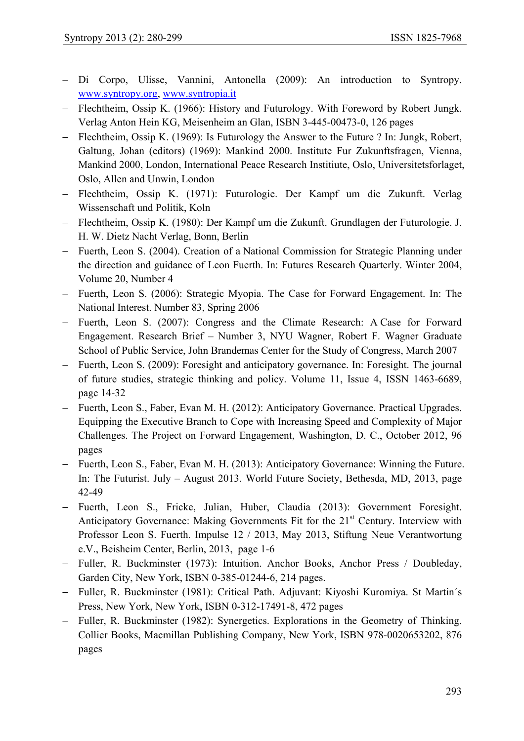- Di Corpo, Ulisse, Vannini, Antonella (2009): An introduction to Syntropy. www.syntropy.org, www.syntropia.it
- Flechtheim, Ossip K. (1966): History and Futurology. With Foreword by Robert Jungk. Verlag Anton Hein KG, Meisenheim an Glan, ISBN 3-445-00473-0, 126 pages
- Flechtheim, Ossip K. (1969): Is Futurology the Answer to the Future ? In: Jungk, Robert, Galtung, Johan (editors) (1969): Mankind 2000. Institute Fur Zukunftsfragen, Vienna, Mankind 2000, London, International Peace Research Instituite, Oslo, Universitetsforlaget, Oslo, Allen and Unwin, London
- Flechtheim, Ossip K. (1971): Futurologie. Der Kampf um die Zukunft. Verlag Wissenschaft und Politik, Koln
- Flechtheim, Ossip K. (1980): Der Kampf um die Zukunft. Grundlagen der Futurologie. J. H. W. Dietz Nacht Verlag, Bonn, Berlin
- Fuerth, Leon S. (2004). Creation of a National Commission for Strategic Planning under the direction and guidance of Leon Fuerth. In: Futures Research Quarterly. Winter 2004, Volume 20, Number 4
- Fuerth, Leon S. (2006): Strategic Myopia. The Case for Forward Engagement. In: The National Interest. Number 83, Spring 2006
- Fuerth, Leon S. (2007): Congress and the Climate Research: A Case for Forward Engagement. Research Brief – Number 3, NYU Wagner, Robert F. Wagner Graduate School of Public Service, John Brandemas Center for the Study of Congress, March 2007
- Fuerth, Leon S. (2009): Foresight and anticipatory governance. In: Foresight. The journal of future studies, strategic thinking and policy. Volume 11, Issue 4, ISSN 1463-6689, page 14-32
- Fuerth, Leon S., Faber, Evan M. H. (2012): Anticipatory Governance. Practical Upgrades. Equipping the Executive Branch to Cope with Increasing Speed and Complexity of Major Challenges. The Project on Forward Engagement, Washington, D. C., October 2012, 96 pages
- Fuerth, Leon S., Faber, Evan M. H. (2013): Anticipatory Governance: Winning the Future. In: The Futurist. July – August 2013. World Future Society, Bethesda, MD, 2013, page 42-49
- Fuerth, Leon S., Fricke, Julian, Huber, Claudia (2013): Government Foresight. Anticipatory Governance: Making Governments Fit for the 21st Century. Interview with Professor Leon S. Fuerth. Impulse 12 / 2013, May 2013, Stiftung Neue Verantwortung e.V., Beisheim Center, Berlin, 2013, page 1-6
- Fuller, R. Buckminster (1973): Intuition. Anchor Books, Anchor Press / Doubleday, Garden City, New York, ISBN 0-385-01244-6, 214 pages.
- Fuller, R. Buckminster (1981): Critical Path. Adjuvant: Kiyoshi Kuromiya. St Martin´s Press, New York, New York, ISBN 0-312-17491-8, 472 pages
- Fuller, R. Buckminster (1982): Synergetics. Explorations in the Geometry of Thinking. Collier Books, Macmillan Publishing Company, New York, ISBN 978-0020653202, 876 pages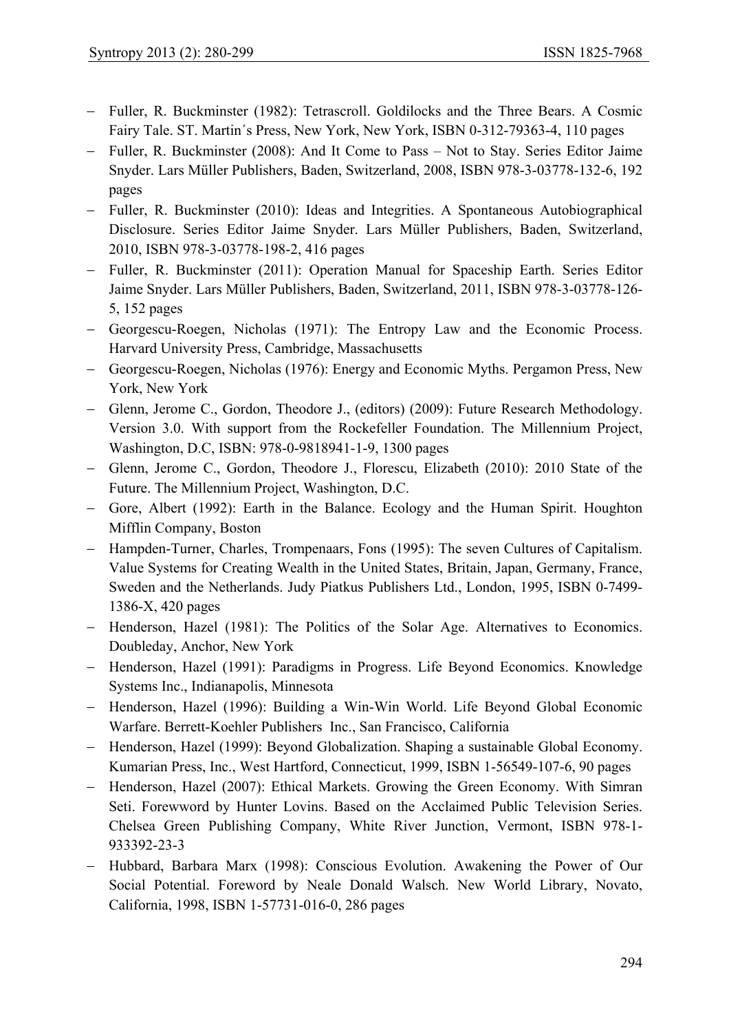- Fuller, R. Buckminster (1982): Tetrascroll. Goldilocks and the Three Bears. A Cosmic Fairy Tale. ST. Martin´s Press, New York, New York, ISBN 0-312-79363-4, 110 pages
- Fuller, R. Buckminster (2008): And It Come to Pass – Not to Stay. Series Editor Jaime Snyder. Lars Müller Publishers, Baden, Switzerland, 2008, ISBN 978-3-03778-132-6, 192 pages
- Fuller, R. Buckminster (2010): Ideas and Integrities. A Spontaneous Autobiographical Disclosure. Series Editor Jaime Snyder. Lars Müller Publishers, Baden, Switzerland, 2010, ISBN 978-3-03778-198-2, 416 pages
- Fuller, R. Buckminster (2011): Operation Manual for Spaceship Earth. Series Editor Jaime Snyder. Lars Müller Publishers, Baden, Switzerland, 2011, ISBN 978-3-03778-126-5, 152 pages
- Georgescu-Roegen, Nicholas (1971): The Entropy Law and the Economic Process. Harvard University Press, Cambridge, Massachusetts
- Georgescu-Roegen, Nicholas (1976): Energy and Economic Myths. Pergamon Press, New York, New York
- Glenn, Jerome C., Gordon, Theodore J., (editors) (2009): Future Research Methodology. Version 3.0. With support from the Rockefeller Foundation. The Millennium Project, Washington, D.C, ISBN: 978-0-9818941-1-9, 1300 pages
- Glenn, Jerome C., Gordon, Theodore J., Florescu, Elizabeth (2010): 2010 State of the Future. The Millennium Project, Washington, D.C.
- Gore, Albert (1992): Earth in the Balance. Ecology and the Human Spirit. Houghton Mifflin Company, Boston
- Hampden-Turner, Charles, Trompenaars, Fons (1995): The seven Cultures of Capitalism. Value Systems for Creating Wealth in the United States, Britain, Japan, Germany, France, Sweden and the Netherlands. Judy Piatkus Publishers Ltd., London, 1995, ISBN 0-7499-1386-X, 420 pages
- Henderson, Hazel (1981): The Politics of the Solar Age. Alternatives to Economics. Doubleday, Anchor, New York
- Henderson, Hazel (1991): Paradigms in Progress. Life Beyond Economics. Knowledge Systems Inc., Indianapolis, Minnesota
- Henderson, Hazel (1996): Building a Win-Win World. Life Beyond Global Economic Warfare. Berrett-Koehler Publishers Inc., San Francisco, California
- Henderson, Hazel (1999): Beyond Globalization. Shaping a sustainable Global Economy. Kumarian Press, Inc., West Hartford, Connecticut, 1999, ISBN 1-56549-107-6, 90 pages
- Henderson, Hazel (2007): Ethical Markets. Growing the Green Economy. With Simran Seti. Forewword by Hunter Lovins. Based on the Acclaimed Public Television Series. Chelsea Green Publishing Company, White River Junction, Vermont, ISBN 978-1-933392-23-3
- Hubbard, Barbara Marx (1998): Conscious Evolution. Awakening the Power of Our Social Potential. Foreword by Neale Donald Walsch. New World Library, Novato, California, 1998, ISBN 1-57731-016-0, 286 pages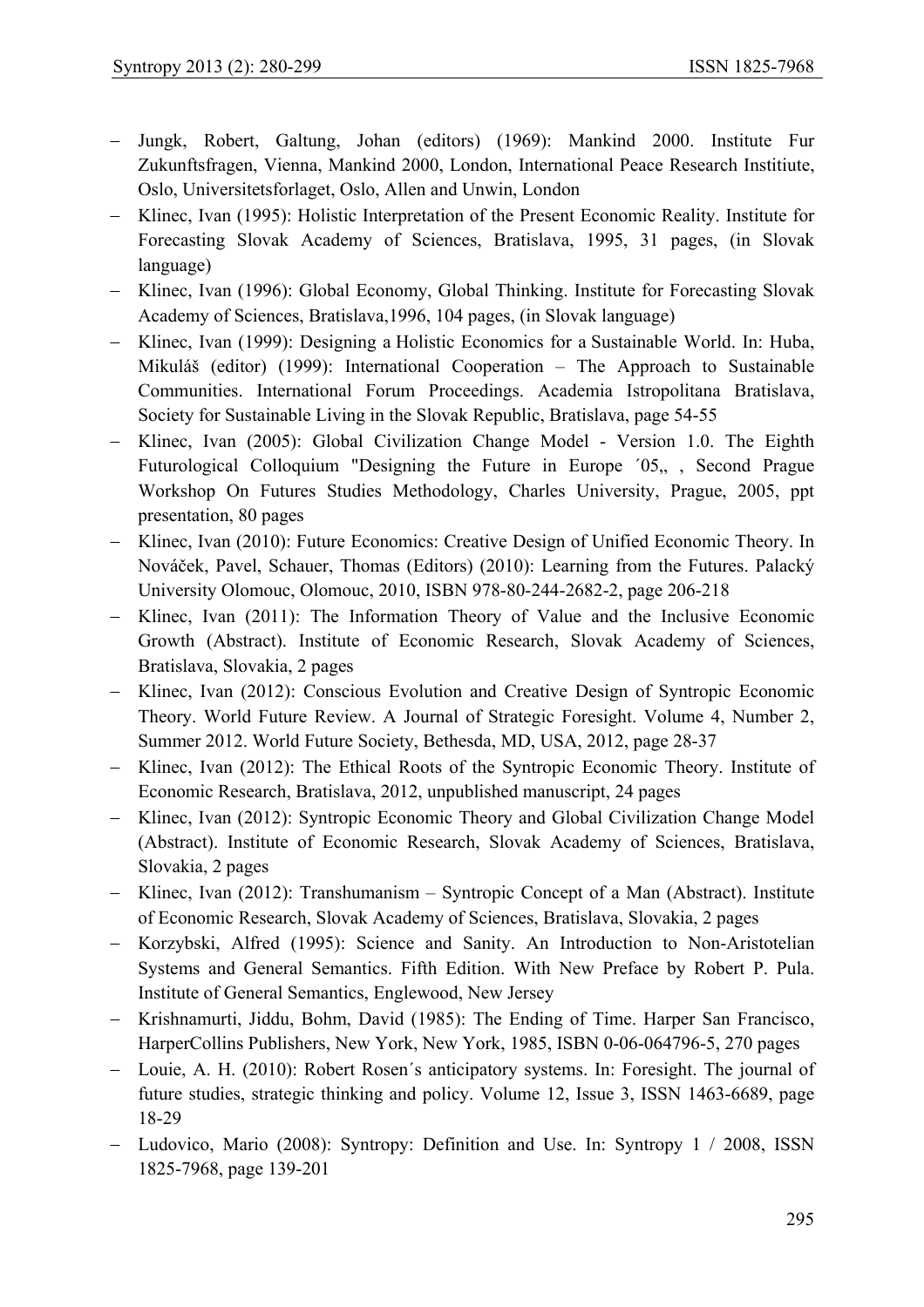- Jungk, Robert, Galtung, Johan (editors) (1969): Mankind 2000. Institute Fur Zukunftsfragen, Vienna, Mankind 2000, London, International Peace Research Institiute, Oslo, Universitetsforlaget, Oslo, Allen and Unwin, London
- Klinec, Ivan (1995): Holistic Interpretation of the Present Economic Reality. Institute for Forecasting Slovak Academy of Sciences, Bratislava, 1995, 31 pages, (in Slovak language)
- Klinec, Ivan (1996): Global Economy, Global Thinking. Institute for Forecasting Slovak Academy of Sciences, Bratislava,1996, 104 pages, (in Slovak language)
- Klinec, Ivan (1999): Designing a Holistic Economics for a Sustainable World. In: Huba, Mikuláš (editor) (1999): International Cooperation – The Approach to Sustainable Communities. International Forum Proceedings. Academia Istropolitana Bratislava, Society for Sustainable Living in the Slovak Republic, Bratislava, page 54-55
- Klinec, Ivan (2005): Global Civilization Change Model - Version 1.0. The Eighth Futurological Colloquium "Designing the Future in Europe ´05„ , Second Prague Workshop On Futures Studies Methodology, Charles University, Prague, 2005, ppt presentation, 80 pages
- Klinec, Ivan (2010): Future Economics: Creative Design of Unified Economic Theory. In Nováček, Pavel, Schauer, Thomas (Editors) (2010): Learning from the Futures. Palacký University Olomouc, Olomouc, 2010, ISBN 978-80-244-2682-2, page 206-218
- Klinec, Ivan (2011): The Information Theory of Value and the Inclusive Economic Growth (Abstract). Institute of Economic Research, Slovak Academy of Sciences, Bratislava, Slovakia, 2 pages
- Klinec, Ivan (2012): Conscious Evolution and Creative Design of Syntropic Economic Theory. World Future Review. A Journal of Strategic Foresight. Volume 4, Number 2, Summer 2012. World Future Society, Bethesda, MD, USA, 2012, page 28-37
- Klinec, Ivan (2012): The Ethical Roots of the Syntropic Economic Theory. Institute of Economic Research, Bratislava, 2012, unpublished manuscript, 24 pages
- Klinec, Ivan (2012): Syntropic Economic Theory and Global Civilization Change Model (Abstract). Institute of Economic Research, Slovak Academy of Sciences, Bratislava, Slovakia, 2 pages
- Klinec, Ivan (2012): Transhumanism – Syntropic Concept of a Man (Abstract). Institute of Economic Research, Slovak Academy of Sciences, Bratislava, Slovakia, 2 pages
- Korzybski, Alfred (1995): Science and Sanity. An Introduction to Non-Aristotelian Systems and General Semantics. Fifth Edition. With New Preface by Robert P. Pula. Institute of General Semantics, Englewood, New Jersey
- Krishnamurti, Jiddu, Bohm, David (1985): The Ending of Time. Harper San Francisco, HarperCollins Publishers, New York, New York, 1985, ISBN 0-06-064796-5, 270 pages
- Louie, A. H. (2010): Robert Rosen´s anticipatory systems. In: Foresight. The journal of future studies, strategic thinking and policy. Volume 12, Issue 3, ISSN 1463-6689, page 18-29
- Ludovico, Mario (2008): Syntropy: Definition and Use. In: Syntropy 1 / 2008, ISSN 1825-7968, page 139-201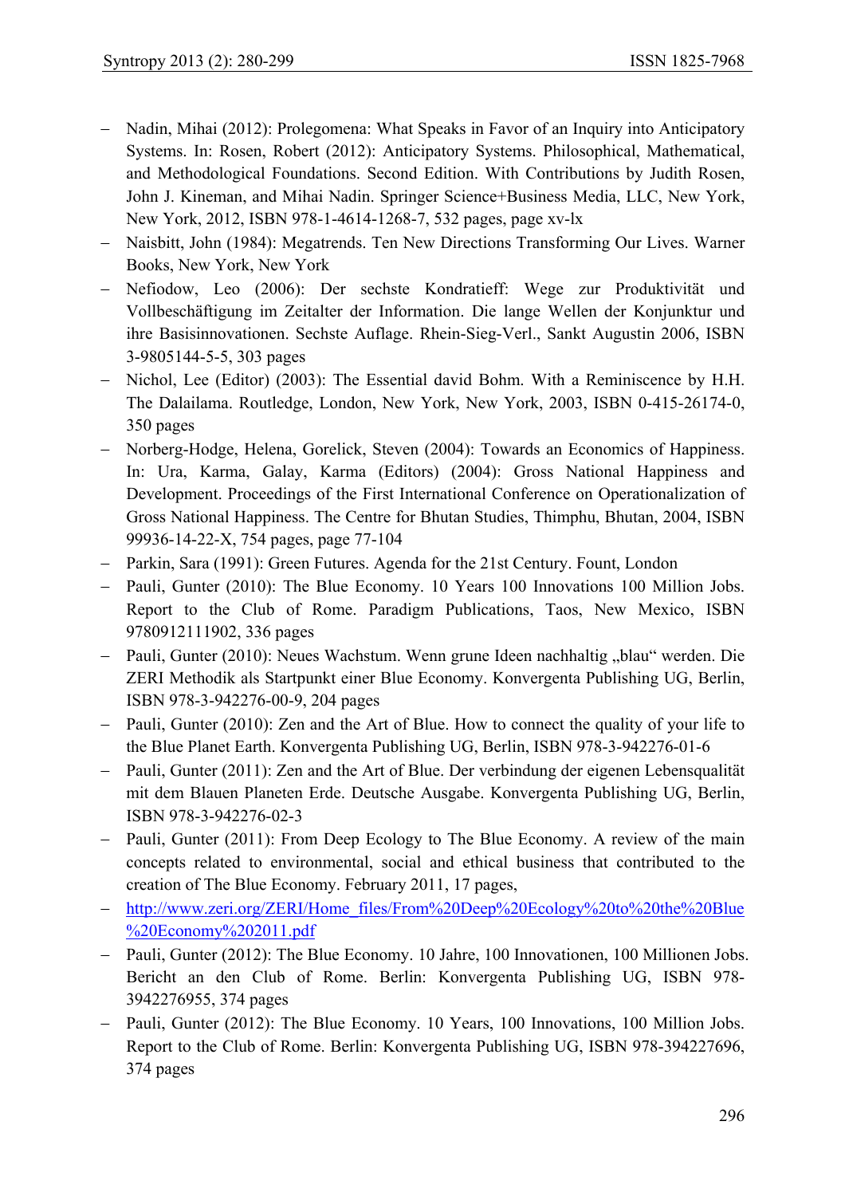- Nadin, Mihai (2012): Prolegomena: What Speaks in Favor of an Inquiry into Anticipatory Systems. In: Rosen, Robert (2012): Anticipatory Systems. Philosophical, Mathematical, and Methodological Foundations. Second Edition. With Contributions by Judith Rosen, John J. Kineman, and Mihai Nadin. Springer Science+Business Media, LLC, New York, New York, 2012, ISBN 978-1-4614-1268-7, 532 pages, page xv-lx
- Naisbitt, John (1984): Megatrends. Ten New Directions Transforming Our Lives. Warner Books, New York, New York
- Nefiodow, Leo (2006): Der sechste Kondratieff: Wege zur Produktivität und Vollbeschäftigung im Zeitalter der Information. Die lange Wellen der Konjunktur und ihre Basisinnovationen. Sechste Auflage. Rhein-Sieg-Verl., Sankt Augustin 2006, ISBN 3-9805144-5-5, 303 pages
- Nichol, Lee (Editor) (2003): The Essential david Bohm. With a Reminiscence by H.H. The Dalailama. Routledge, London, New York, New York, 2003, ISBN 0-415-26174-0, 350 pages
- Norberg-Hodge, Helena, Gorelick, Steven (2004): Towards an Economics of Happiness. In: Ura, Karma, Galay, Karma (Editors) (2004): Gross National Happiness and Development. Proceedings of the First International Conference on Operationalization of Gross National Happiness. The Centre for Bhutan Studies, Thimphu, Bhutan, 2004, ISBN 99936-14-22-X, 754 pages, page 77-104
- Parkin, Sara (1991): Green Futures. Agenda for the 21st Century. Fount, London
- Pauli, Gunter (2010): The Blue Economy. 10 Years 100 Innovations 100 Million Jobs. Report to the Club of Rome. Paradigm Publications, Taos, New Mexico, ISBN 9780912111902, 336 pages
- Pauli, Gunter (2010): Neues Wachstum. Wenn grune Ideen nachhaltig „blau" werden. Die ZERI Methodik als Startpunkt einer Blue Economy. Konvergenta Publishing UG, Berlin, ISBN 978-3-942276-00-9, 204 pages
- Pauli, Gunter (2010): Zen and the Art of Blue. How to connect the quality of your life to the Blue Planet Earth. Konvergenta Publishing UG, Berlin, ISBN 978-3-942276-01-6
- Pauli, Gunter (2011): Zen and the Art of Blue. Der verbindung der eigenen Lebensqualität mit dem Blauen Planeten Erde. Deutsche Ausgabe. Konvergenta Publishing UG, Berlin, ISBN 978-3-942276-02-3
- Pauli, Gunter (2011): From Deep Ecology to The Blue Economy. A review of the main concepts related to environmental, social and ethical business that contributed to the creation of The Blue Economy. February 2011, 17 pages,
- http://www.zeri.org/ZERI/Home_files/From%20Deep%20Ecology%20to%20the%20Blue%20Economy%202011.pdf
- Pauli, Gunter (2012): The Blue Economy. 10 Jahre, 100 Innovationen, 100 Millionen Jobs. Bericht an den Club of Rome. Berlin: Konvergenta Publishing UG, ISBN 978-3942276955, 374 pages
- Pauli, Gunter (2012): The Blue Economy. 10 Years, 100 Innovations, 100 Million Jobs. Report to the Club of Rome. Berlin: Konvergenta Publishing UG, ISBN 978-394227696, 374 pages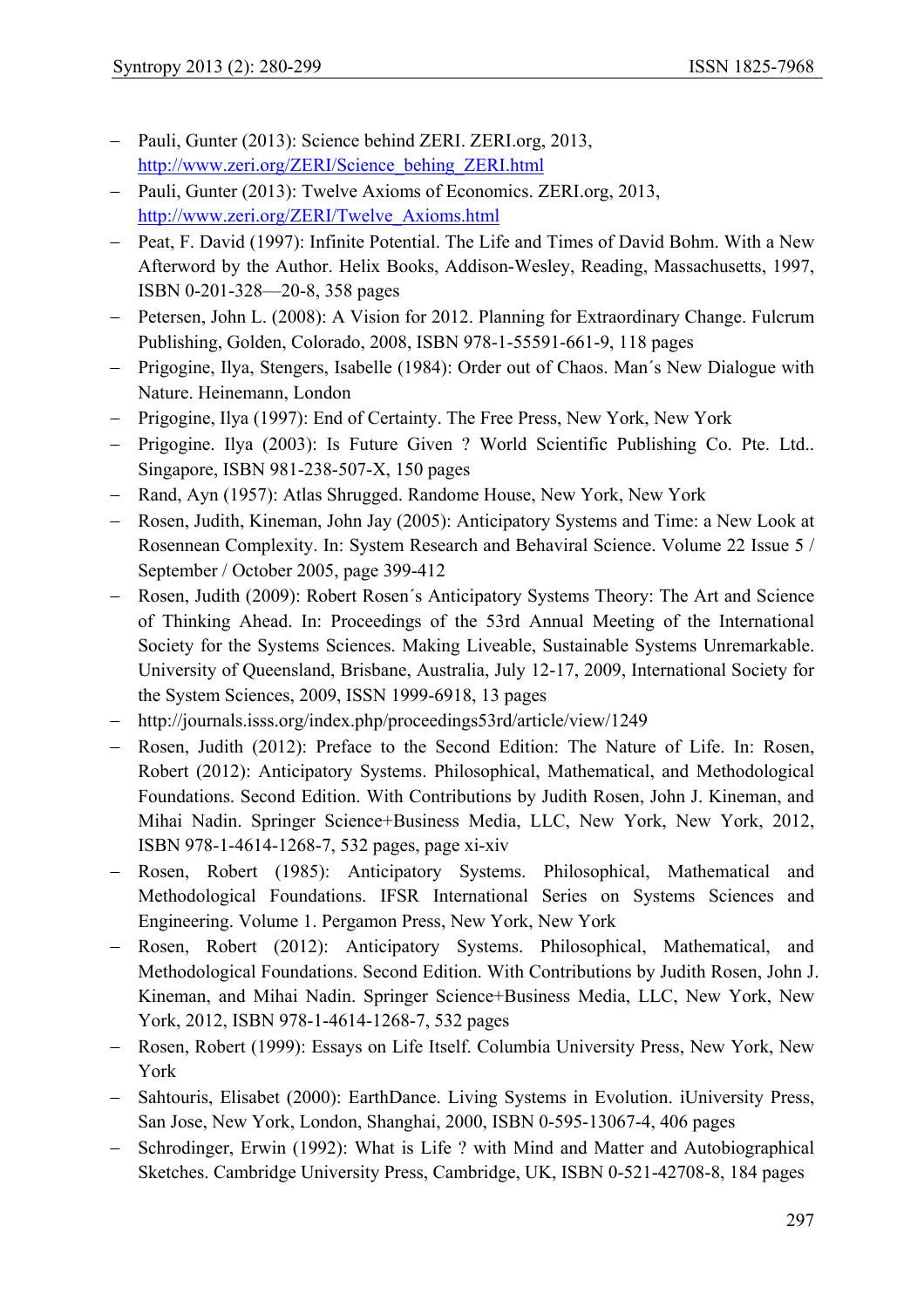- Pauli, Gunter (2013): Science behind ZERI. ZERI.org, 2013, http://www.zeri.org/ZERI/Science_behing_ZERI.html
- Pauli, Gunter (2013): Twelve Axioms of Economics. ZERI.org, 2013, http://www.zeri.org/ZERI/Twelve_Axioms.html
- Peat, F. David (1997): Infinite Potential. The Life and Times of David Bohm. With a New Afterword by the Author. Helix Books, Addison-Wesley, Reading, Massachusetts, 1997, ISBN 0-201-328—20-8, 358 pages
- Petersen, John L. (2008): A Vision for 2012. Planning for Extraordinary Change. Fulcrum Publishing, Golden, Colorado, 2008, ISBN 978-1-55591-661-9, 118 pages
- Prigogine, Ilya, Stengers, Isabelle (1984): Order out of Chaos. Man´s New Dialogue with Nature. Heinemann, London
- Prigogine, Ilya (1997): End of Certainty. The Free Press, New York, New York
- Prigogine. Ilya (2003): Is Future Given ? World Scientific Publishing Co. Pte. Ltd.. Singapore, ISBN 981-238-507-X, 150 pages
- Rand, Ayn (1957): Atlas Shrugged. Randome House, New York, New York
- Rosen, Judith, Kineman, John Jay (2005): Anticipatory Systems and Time: a New Look at Rosennean Complexity. In: System Research and Behaviral Science. Volume 22 Issue 5 / September / October 2005, page 399-412
- Rosen, Judith (2009): Robert Rosen´s Anticipatory Systems Theory: The Art and Science of Thinking Ahead. In: Proceedings of the 53rd Annual Meeting of the International Society for the Systems Sciences. Making Liveable, Sustainable Systems Unremarkable. University of Queensland, Brisbane, Australia, July 12-17, 2009, International Society for the System Sciences, 2009, ISSN 1999-6918, 13 pages
- http://journals.isss.org/index.php/proceedings53rd/article/view/1249
- Rosen, Judith (2012): Preface to the Second Edition: The Nature of Life. In: Rosen, Robert (2012): Anticipatory Systems. Philosophical, Mathematical, and Methodological Foundations. Second Edition. With Contributions by Judith Rosen, John J. Kineman, and Mihai Nadin. Springer Science+Business Media, LLC, New York, New York, 2012, ISBN 978-1-4614-1268-7, 532 pages, page xi-xiv
- Rosen, Robert (1985): Anticipatory Systems. Philosophical, Mathematical and Methodological Foundations. IFSR International Series on Systems Sciences and Engineering. Volume 1. Pergamon Press, New York, New York
- Rosen, Robert (2012): Anticipatory Systems. Philosophical, Mathematical, and Methodological Foundations. Second Edition. With Contributions by Judith Rosen, John J. Kineman, and Mihai Nadin. Springer Science+Business Media, LLC, New York, New York, 2012, ISBN 978-1-4614-1268-7, 532 pages
- Rosen, Robert (1999): Essays on Life Itself. Columbia University Press, New York, New York
- Sahtouris, Elisabet (2000): EarthDance. Living Systems in Evolution. iUniversity Press, San Jose, New York, London, Shanghai, 2000, ISBN 0-595-13067-4, 406 pages
- Schrodinger, Erwin (1992): What is Life ? with Mind and Matter and Autobiographical Sketches. Cambridge University Press, Cambridge, UK, ISBN 0-521-42708-8, 184 pages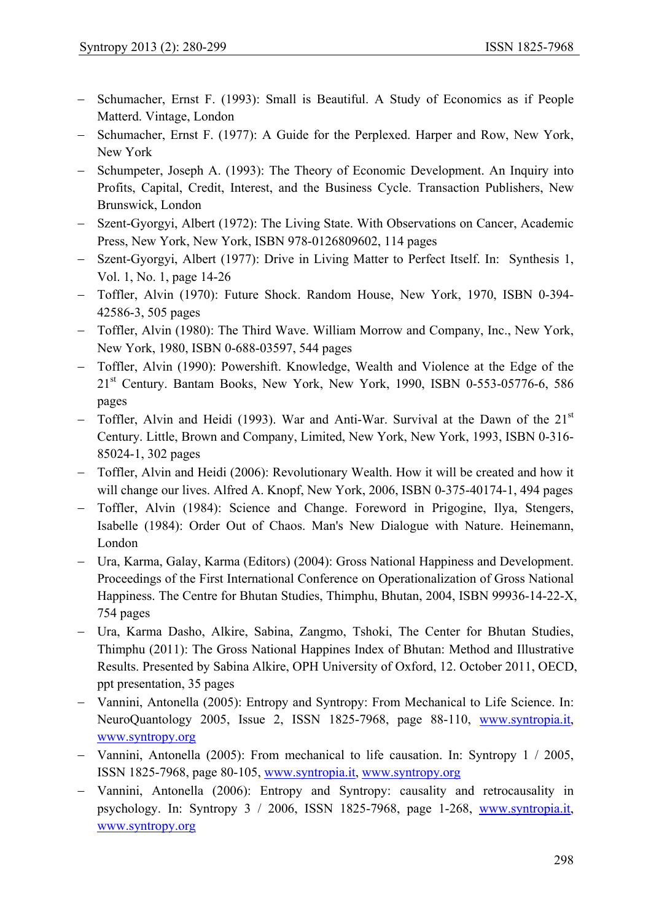- Schumacher, Ernst F. (1993): Small is Beautiful. A Study of Economics as if People Matterd. Vintage, London
- Schumacher, Ernst F. (1977): A Guide for the Perplexed. Harper and Row, New York, New York
- Schumpeter, Joseph A. (1993): The Theory of Economic Development. An Inquiry into Profits, Capital, Credit, Interest, and the Business Cycle. Transaction Publishers, New Brunswick, London
- Szent-Gyorgyi, Albert (1972): The Living State. With Observations on Cancer, Academic Press, New York, New York, ISBN 978-0126809602, 114 pages
- Szent-Gyorgyi, Albert (1977): Drive in Living Matter to Perfect Itself. In: Synthesis 1, Vol. 1, No. 1, page 14-26
- Toffler, Alvin (1970): Future Shock. Random House, New York, 1970, ISBN 0-394-42586-3, 505 pages
- Toffler, Alvin (1980): The Third Wave. William Morrow and Company, Inc., New York, New York, 1980, ISBN 0-688-03597, 544 pages
- Toffler, Alvin (1990): Powershift. Knowledge, Wealth and Violence at the Edge of the 21st Century. Bantam Books, New York, New York, 1990, ISBN 0-553-05776-6, 586 pages
- Toffler, Alvin and Heidi (1993). War and Anti-War. Survival at the Dawn of the 21st Century. Little, Brown and Company, Limited, New York, New York, 1993, ISBN 0-316-85024-1, 302 pages
- Toffler, Alvin and Heidi (2006): Revolutionary Wealth. How it will be created and how it will change our lives. Alfred A. Knopf, New York, 2006, ISBN 0-375-40174-1, 494 pages
- Toffler, Alvin (1984): Science and Change. Foreword in Prigogine, Ilya, Stengers, Isabelle (1984): Order Out of Chaos. Man's New Dialogue with Nature. Heinemann, London
- Ura, Karma, Galay, Karma (Editors) (2004): Gross National Happiness and Development. Proceedings of the First International Conference on Operationalization of Gross National Happiness. The Centre for Bhutan Studies, Thimphu, Bhutan, 2004, ISBN 99936-14-22-X, 754 pages
- Ura, Karma Dasho, Alkire, Sabina, Zangmo, Tshoki, The Center for Bhutan Studies, Thimphu (2011): The Gross National Happines Index of Bhutan: Method and Illustrative Results. Presented by Sabina Alkire, OPH University of Oxford, 12. October 2011, OECD, ppt presentation, 35 pages
- Vannini, Antonella (2005): Entropy and Syntropy: From Mechanical to Life Science. In: NeuroQuantology 2005, Issue 2, ISSN 1825-7968, page 88-110, www.syntropia.it, www.syntropy.org
- Vannini, Antonella (2005): From mechanical to life causation. In: Syntropy 1 / 2005, ISSN 1825-7968, page 80-105, www.syntropia.it, www.syntropy.org
- Vannini, Antonella (2006): Entropy and Syntropy: causality and retrocausality in psychology. In: Syntropy 3 / 2006, ISSN 1825-7968, page 1-268, www.syntropia.it, www.syntropy.org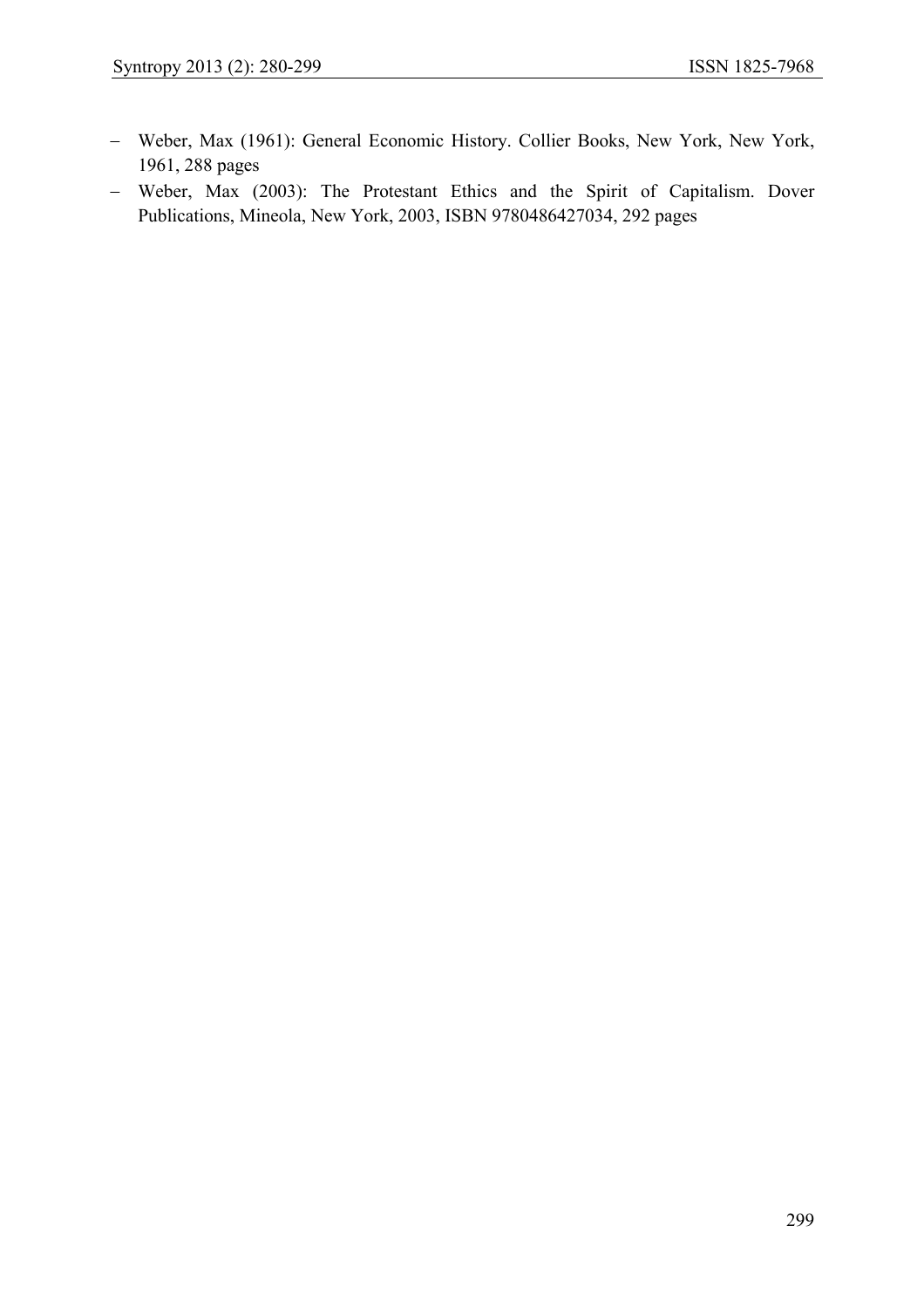- Weber, Max (1961): General Economic History. Collier Books, New York, New York, 1961, 288 pages
- Weber, Max (2003): The Protestant Ethics and the Spirit of Capitalism. Dover Publications, Mineola, New York, 2003, ISBN 9780486427034, 292 pages